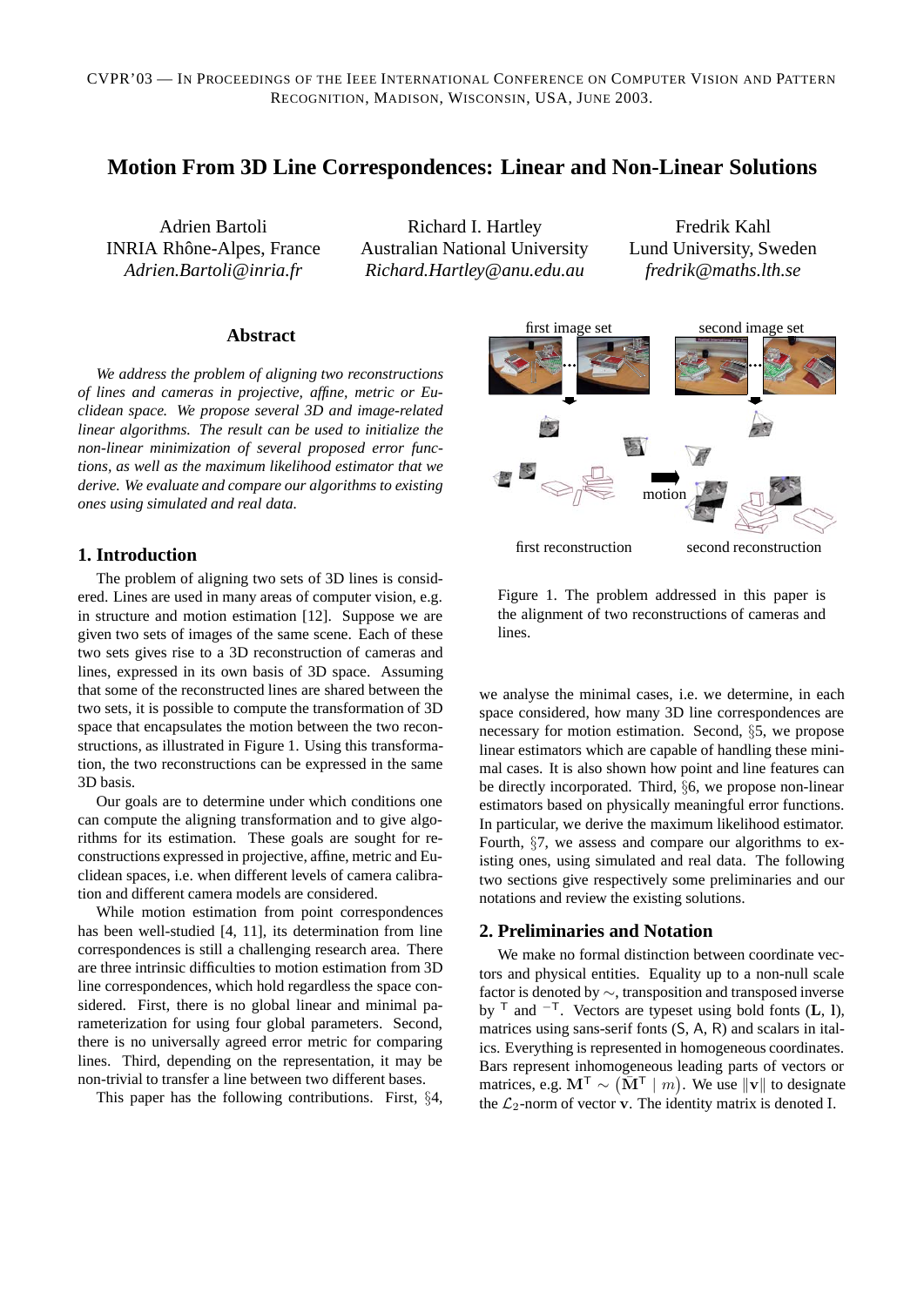CVPR'03 — IN PROCEEDINGS OF THE IEEE INTERNATIONAL CONFERENCE ON COMPUTER VISION AND PATTERN RECOGNITION, MADISON, WISCONSIN, USA, JUNE 2003.

# Motion From 3D Line Correspondences: Linear and Non-Linear Solutions

Adrien Bartoli
INRIA Rhône-Alpes, France
*Adrien.Bartoli@inria.fr*

Richard I. Hartley
Australian National University
*Richard.Hartley@anu.edu.au*

Fredrik Kahl
Lund University, Sweden
*fredrik@maths.lth.se*

## Abstract

*We address the problem of aligning two reconstructions of lines and cameras in projective, affine, metric or Euclidean space. We propose several 3D and image-related linear algorithms. The result can be used to initialize the non-linear minimization of several proposed error functions, as well as the maximum likelihood estimator that we derive. We evaluate and compare our algorithms to existing ones using simulated and real data.*

## 1. Introduction

The problem of aligning two sets of 3D lines is considered. Lines are used in many areas of computer vision, e.g. in structure and motion estimation [12]. Suppose we are given two sets of images of the same scene. Each of these two sets gives rise to a 3D reconstruction of cameras and lines, expressed in its own basis of 3D space. Assuming that some of the reconstructed lines are shared between the two sets, it is possible to compute the transformation of 3D space that encapsulates the motion between the two reconstructions, as illustrated in Figure 1. Using this transformation, the two reconstructions can be expressed in the same 3D basis.

Our goals are to determine under which conditions one can compute the aligning transformation and to give algorithms for its estimation. These goals are sought for reconstructions expressed in projective, affine, metric and Euclidean spaces, i.e. when different levels of camera calibration and different camera models are considered.

While motion estimation from point correspondences has been well-studied [4, 11], its determination from line correspondences is still a challenging research area. There are three intrinsic difficulties to motion estimation from 3D line correspondences, which hold regardless the space considered. First, there is no global linear and minimal parameterization for using four global parameters. Second, there is no universally agreed error metric for comparing lines. Third, depending on the representation, it may be non-trivial to transfer a line between two different bases.

This paper has the following contributions. First, §4, we analyse the minimal cases, i.e. we determine, in each space considered, how many 3D line correspondences are necessary for motion estimation. Second, §5, we propose linear estimators which are capable of handling these minimal cases. It is also shown how point and line features can be directly incorporated. Third, §6, we propose non-linear estimators based on physically meaningful error functions. In particular, we derive the maximum likelihood estimator. Fourth, §7, we assess and compare our algorithms to existing ones, using simulated and real data. The following two sections give respectively some preliminaries and our notations and review the existing solutions.

first image set · second image set · motion · first reconstruction · second reconstruction

Figure 1. The problem addressed in this paper is the alignment of two reconstructions of cameras and lines.

## 2. Preliminaries and Notation

We make no formal distinction between coordinate vectors and physical entities. Equality up to a non-null scale factor is denoted by $\sim$, transposition and transposed inverse by $^\mathsf{T}$ and $^{-\mathsf{T}}$. Vectors are typeset using bold fonts ($\mathbf{L}$, $\mathbf{l}$), matrices using sans-serif fonts ($\mathsf{S}$, $\mathsf{A}$, $\mathsf{R}$) and scalars in italics. Everything is represented in homogeneous coordinates. Bars represent inhomogeneous leading parts of vectors or matrices, e.g. $\mathbf{M}^\mathsf{T} \sim \left(\bar{\mathbf{M}}^\mathsf{T} \mid m\right)$. We use $\|\mathbf{v}\|$ to designate the $\mathcal{L}_2$-norm of vector $\mathbf{v}$. The identity matrix is denoted I.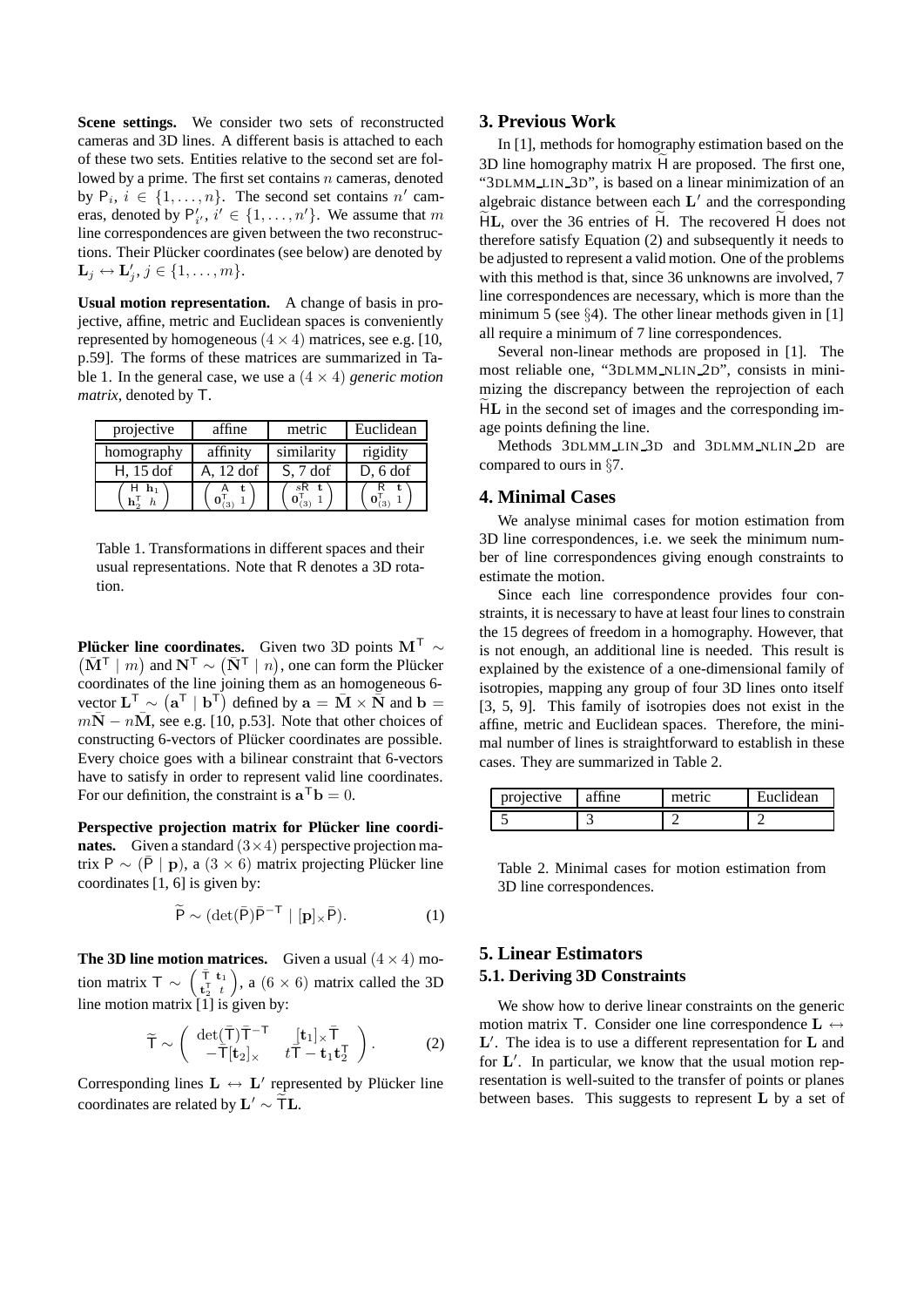**Scene settings.** We consider two sets of reconstructed cameras and 3D lines. A different basis is attached to each of these two sets. Entities relative to the second set are followed by a prime. The first set contains $n$ cameras, denoted by $\mathsf{P}_i$, $i \in \{1, \ldots, n\}$. The second set contains $n'$ cameras, denoted by $\mathsf{P}'_{i'}$, $i' \in \{1, \ldots, n'\}$. We assume that $m$ line correspondences are given between the two reconstructions. Their Plücker coordinates (see below) are denoted by $\mathbf{L}_j \leftrightarrow \mathbf{L}'_j$, $j \in \{1, \ldots, m\}$.

**Usual motion representation.** A change of basis in projective, affine, metric and Euclidean spaces is conveniently represented by homogeneous $(4 \times 4)$ matrices, see e.g. [10, p.59]. The forms of these matrices are summarized in Table 1. In the general case, we use a $(4 \times 4)$ *generic motion matrix*, denoted by $\mathsf{T}$.

| projective | affine | metric | Euclidean |
|---|---|---|---|
| homography | affinity | similarity | rigidity |
| $\mathsf{H}$, 15 dof | $\mathsf{A}$, 12 dof | $\mathsf{S}$, 7 dof | $\mathsf{D}$, 6 dof |
| $\begin{pmatrix} \bar{\mathsf{H}} & \mathbf{h}_1 \\ \mathbf{h}_2^\mathsf{T} & h \end{pmatrix}$ | $\begin{pmatrix} \bar{\mathsf{A}} & \mathbf{t} \\ \mathbf{0}_{(3)}^\mathsf{T} & 1 \end{pmatrix}$ | $\begin{pmatrix} s\mathsf{R} & \mathbf{t} \\ \mathbf{0}_{(3)}^\mathsf{T} & 1 \end{pmatrix}$ | $\begin{pmatrix} \mathsf{R} & \mathbf{t} \\ \mathbf{0}_{(3)}^\mathsf{T} & 1 \end{pmatrix}$ |

Table 1. Transformations in different spaces and their usual representations. Note that $\mathsf{R}$ denotes a 3D rotation.

**Plücker line coordinates.** Given two 3D points $\mathbf{M}^\mathsf{T} \sim (\bar{\mathbf{M}}^\mathsf{T} \mid m)$ and $\mathbf{N}^\mathsf{T} \sim (\bar{\mathbf{N}}^\mathsf{T} \mid n)$, one can form the Plücker coordinates of the line joining them as an homogeneous 6-vector $\mathbf{L}^\mathsf{T} \sim (\mathbf{a}^\mathsf{T} \mid \mathbf{b}^\mathsf{T})$ defined by $\mathbf{a} = \bar{\mathbf{M}} \times \bar{\mathbf{N}}$ and $\mathbf{b} = m\bar{\mathbf{N}} - n\bar{\mathbf{M}}$, see e.g. [10, p.53]. Note that other choices of constructing 6-vectors of Plücker coordinates are possible. Every choice goes with a bilinear constraint that 6-vectors have to satisfy in order to represent valid line coordinates. For our definition, the constraint is $\mathbf{a}^\mathsf{T}\mathbf{b} = 0$.

**Perspective projection matrix for Plücker line coordinates.** Given a standard $(3 \times 4)$ perspective projection matrix $\mathsf{P} \sim (\bar{\mathsf{P}} \mid \mathbf{p})$, a $(3 \times 6)$ matrix projecting Plücker line coordinates [1, 6] is given by:

$$\widetilde{\mathsf{P}} \sim (\det(\bar{\mathsf{P}})\bar{\mathsf{P}}^{-\mathsf{T}} \mid [\mathbf{p}]_\times \bar{\mathsf{P}}). \tag{1}$$

**The 3D line motion matrices.** Given a usual $(4 \times 4)$ motion matrix $\mathsf{T} \sim \begin{pmatrix} \bar{\mathsf{T}} & \mathbf{t}_1 \\ \mathbf{t}_2^\mathsf{T} & t \end{pmatrix}$, a $(6 \times 6)$ matrix called the 3D line motion matrix [1] is given by:

$$\widetilde{\mathsf{T}} \sim \begin{pmatrix} \det(\bar{\mathsf{T}})\bar{\mathsf{T}}^{-\mathsf{T}} & [\mathbf{t}_1]_\times \bar{\mathsf{T}} \\ -\bar{\mathsf{T}}[\mathbf{t}_2]_\times & t\bar{\mathsf{T}} - \mathbf{t}_1\mathbf{t}_2^\mathsf{T} \end{pmatrix}. \tag{2}$$

Corresponding lines $\mathbf{L} \leftrightarrow \mathbf{L}'$ represented by Plücker line coordinates are related by $\mathbf{L}' \sim \widetilde{\mathsf{T}}\mathbf{L}$.

## 3. Previous Work

In [1], methods for homography estimation based on the 3D line homography matrix $\widetilde{\mathsf{H}}$ are proposed. The first one, "3DLMM_LIN_3D", is based on a linear minimization of an algebraic distance between each $\mathbf{L}'$ and the corresponding $\widetilde{\mathsf{H}}\mathbf{L}$, over the 36 entries of $\widetilde{\mathsf{H}}$. The recovered $\widetilde{\mathsf{H}}$ does not therefore satisfy Equation (2) and subsequently it needs to be adjusted to represent a valid motion. One of the problems with this method is that, since 36 unknowns are involved, 7 line correspondences are necessary, which is more than the minimum 5 (see §4). The other linear methods given in [1] all require a minimum of 7 line correspondences.

Several non-linear methods are proposed in [1]. The most reliable one, "3DLMM_NLIN_2D", consists in minimizing the discrepancy between the reprojection of each $\widetilde{\mathsf{H}}\mathbf{L}$ in the second set of images and the corresponding image points defining the line.

Methods 3DLMM_LIN_3D and 3DLMM_NLIN_2D are compared to ours in §7.

## 4. Minimal Cases

We analyse minimal cases for motion estimation from 3D line correspondences, i.e. we seek the minimum number of line correspondences giving enough constraints to estimate the motion.

Since each line correspondence provides four constraints, it is necessary to have at least four lines to constrain the 15 degrees of freedom in a homography. However, that is not enough, an additional line is needed. This result is explained by the existence of a one-dimensional family of isotropies, mapping any group of four 3D lines onto itself [3, 5, 9]. This family of isotropies does not exist in the affine, metric and Euclidean spaces. Therefore, the minimal number of lines is straightforward to establish in these cases. They are summarized in Table 2.

| projective | affine | metric | Euclidean |
|---|---|---|---|
| 5 | 3 | 2 | 2 |

Table 2. Minimal cases for motion estimation from 3D line correspondences.

## 5. Linear Estimators

### 5.1. Deriving 3D Constraints

We show how to derive linear constraints on the generic motion matrix $\mathsf{T}$. Consider one line correspondence $\mathbf{L} \leftrightarrow \mathbf{L}'$. The idea is to use a different representation for $\mathbf{L}$ and for $\mathbf{L}'$. In particular, we know that the usual motion representation is well-suited to the transfer of points or planes between bases. This suggests to represent $\mathbf{L}$ by a set of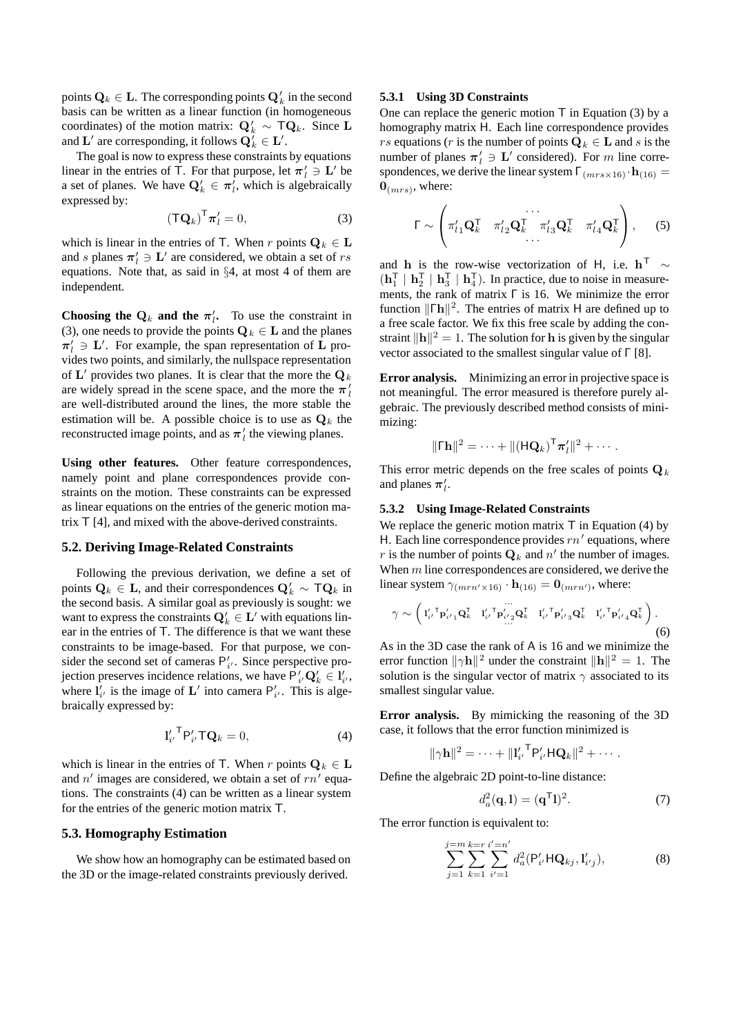points $\mathbf{Q}_k \in \mathbf{L}$. The corresponding points $\mathbf{Q}'_k$ in the second basis can be written as a linear function (in homogeneous coordinates) of the motion matrix: $\mathbf{Q}'_k \sim \mathsf{T}\mathbf{Q}_k$. Since $\mathbf{L}$ and $\mathbf{L}'$ are corresponding, it follows $\mathbf{Q}'_k \in \mathbf{L}'$.

The goal is now to express these constraints by equations linear in the entries of $\mathsf{T}$. For that purpose, let $\boldsymbol{\pi}'_l \ni \mathbf{L}'$ be a set of planes. We have $\mathbf{Q}'_k \in \boldsymbol{\pi}'_l$, which is algebraically expressed by:

$$(\mathsf{T}\mathbf{Q}_k)^\mathsf{T} \boldsymbol{\pi}'_l = 0, \tag{3}$$

which is linear in the entries of $\mathsf{T}$. When $r$ points $\mathbf{Q}_k \in \mathbf{L}$ and $s$ planes $\boldsymbol{\pi}'_l \ni \mathbf{L}'$ are considered, we obtain a set of $rs$ equations. Note that, as said in §4, at most 4 of them are independent.

**Choosing the $\mathbf{Q}_k$ and the $\boldsymbol{\pi}'_l$.** To use the constraint in (3), one needs to provide the points $\mathbf{Q}_k \in \mathbf{L}$ and the planes $\boldsymbol{\pi}'_l \ni \mathbf{L}'$. For example, the span representation of $\mathbf{L}$ provides two points, and similarly, the nullspace representation of $\mathbf{L}'$ provides two planes. It is clear that the more the $\mathbf{Q}_k$ are widely spread in the scene space, and the more the $\boldsymbol{\pi}'_l$ are well-distributed around the lines, the more stable the estimation will be. A possible choice is to use as $\mathbf{Q}_k$ the reconstructed image points, and as $\boldsymbol{\pi}'_l$ the viewing planes.

**Using other features.** Other feature correspondences, namely point and plane correspondences provide constraints on the motion. These constraints can be expressed as linear equations on the entries of the generic motion matrix $\mathsf{T}$ [4], and mixed with the above-derived constraints.

## 5.2. Deriving Image-Related Constraints

Following the previous derivation, we define a set of points $\mathbf{Q}_k \in \mathbf{L}$, and their correspondences $\mathbf{Q}'_k \sim \mathsf{T}\mathbf{Q}_k$ in the second basis. A similar goal as previously is sought: we want to express the constraints $\mathbf{Q}'_k \in \mathbf{L}'$ with equations linear in the entries of $\mathsf{T}$. The difference is that we want these constraints to be image-based. For that purpose, we consider the second set of cameras $\mathsf{P}'_{i'}$. Since perspective projection preserves incidence relations, we have $\mathsf{P}'_{i'}\mathbf{Q}'_k \in \mathbf{l}'_{i'}$, where $\mathbf{l}'_{i'}$ is the image of $\mathbf{L}'$ into camera $\mathsf{P}'_{i'}$. This is algebraically expressed by:

$$\mathbf{l}'^{\mathsf{T}}_{i'} \mathsf{P}'_{i'} \mathsf{T} \mathbf{Q}_k = 0, \tag{4}$$

which is linear in the entries of $\mathsf{T}$. When $r$ points $\mathbf{Q}_k \in \mathbf{L}$ and $n'$ images are considered, we obtain a set of $rn'$ equations. The constraints (4) can be written as a linear system for the entries of the generic motion matrix $\mathsf{T}$.

## 5.3. Homography Estimation

We show how an homography can be estimated based on the 3D or the image-related constraints previously derived.

### 5.3.1 Using 3D Constraints

One can replace the generic motion $\mathsf{T}$ in Equation (3) by a homography matrix $\mathsf{H}$. Each line correspondence provides $rs$ equations ($r$ is the number of points $\mathbf{Q}_k \in \mathbf{L}$ and $s$ is the number of planes $\boldsymbol{\pi}'_l \ni \mathbf{L}'$ considered). For $m$ line correspondences, we derive the linear system $\Gamma_{(mrs \times 16)} \cdot \mathbf{h}_{(16)} = \mathbf{0}_{(mrs)}$, where:

$$\Gamma \sim \begin{pmatrix} & & \cdots & \\ \pi'_{l1}\mathbf{Q}_k^\mathsf{T} & \pi'_{l2}\mathbf{Q}_k^\mathsf{T} & \pi'_{l3}\mathbf{Q}_k^\mathsf{T} & \pi'_{l4}\mathbf{Q}_k^\mathsf{T} \\ & & \cdots & \end{pmatrix}, \tag{5}$$

and $\mathbf{h}$ is the row-wise vectorization of $\mathsf{H}$, i.e. $\mathbf{h}^\mathsf{T} \sim (\mathbf{h}_1^\mathsf{T} \mid \mathbf{h}_2^\mathsf{T} \mid \mathbf{h}_3^\mathsf{T} \mid \mathbf{h}_4^\mathsf{T})$. In practice, due to noise in measurements, the rank of matrix $\Gamma$ is 16. We minimize the error function $\|\Gamma\mathbf{h}\|^2$. The entries of matrix $\mathsf{H}$ are defined up to a free scale factor. We fix this free scale by adding the constraint $\|\mathbf{h}\|^2 = 1$. The solution for $\mathbf{h}$ is given by the singular vector associated to the smallest singular value of $\Gamma$ [8].

**Error analysis.** Minimizing an error in projective space is not meaningful. The error measured is therefore purely algebraic. The previously described method consists of minimizing:

$$\|\Gamma\mathbf{h}\|^2 = \cdots + \|(\mathsf{H}\mathbf{Q}_k)^\mathsf{T} \boldsymbol{\pi}'_l\|^2 + \cdots.$$

This error metric depends on the free scales of points $\mathbf{Q}_k$ and planes $\boldsymbol{\pi}'_l$.

### 5.3.2 Using Image-Related Constraints

We replace the generic motion matrix $\mathsf{T}$ in Equation (4) by $\mathsf{H}$. Each line correspondence provides $rn'$ equations, where $r$ is the number of points $\mathbf{Q}_k$ and $n'$ the number of images. When $m$ line correspondences are considered, we derive the linear system $\gamma_{(mrn' \times 16)} \cdot \mathbf{h}_{(16)} = \mathbf{0}_{(mrn')}$, where:

$$\gamma \sim \begin{pmatrix} & & \cdots & \\ \mathbf{l}'^{\mathsf{T}}_{i'}\mathbf{p}'_{i'1}\mathbf{Q}_k^\mathsf{T} & \mathbf{l}'^{\mathsf{T}}_{i'}\mathbf{p}'_{i'2}\mathbf{Q}_k^\mathsf{T} & \mathbf{l}'^{\mathsf{T}}_{i'}\mathbf{p}'_{i'3}\mathbf{Q}_k^\mathsf{T} & \mathbf{l}'^{\mathsf{T}}_{i'}\mathbf{p}'_{i'4}\mathbf{Q}_k^\mathsf{T} \\ & & \cdots & \end{pmatrix}. \tag{6}$$

As in the 3D case the rank of A is 16 and we minimize the error function $\|\gamma\mathbf{h}\|^2$ under the constraint $\|\mathbf{h}\|^2 = 1$. The solution is the singular vector of matrix $\gamma$ associated to its smallest singular value.

**Error analysis.** By mimicking the reasoning of the 3D case, it follows that the error function minimized is

$$\|\gamma\mathbf{h}\|^2 = \cdots + \|\mathbf{l}'^{\mathsf{T}}_{i'} \mathsf{P}'_{i'} \mathsf{H} \mathbf{Q}_k\|^2 + \cdots.$$

Define the algebraic 2D point-to-line distance:

$$d_a^2(\mathbf{q}, \mathbf{l}) = (\mathbf{q}^\mathsf{T}\mathbf{l})^2. \tag{7}$$

The error function is equivalent to:

$$\sum_{j=1}^{j=m} \sum_{k=1}^{k=r} \sum_{i'=1}^{i'=n'} d_a^2(\mathsf{P}'_{i'}\mathsf{H}\mathbf{Q}_{kj}, \mathbf{l}'_{i'j}), \tag{8}$$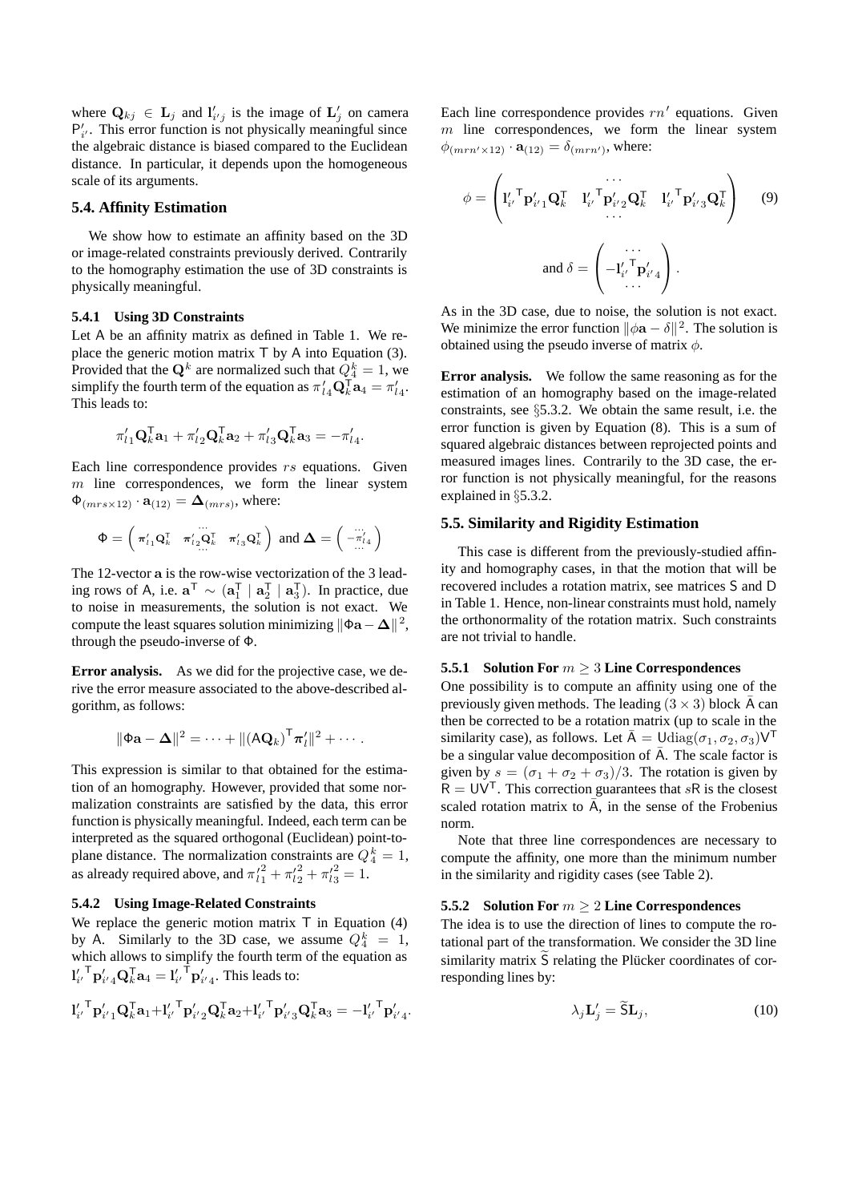where $\mathbf{Q}_{kj} \in \mathbf{L}_j$ and $\mathbf{l}'_{i'j}$ is the image of $\mathbf{L}'_j$ on camera $\mathsf{P}'_{i'}$. This error function is not physically meaningful since the algebraic distance is biased compared to the Euclidean distance. In particular, it depends upon the homogeneous scale of its arguments.

### 5.4. Affinity Estimation

We show how to estimate an affinity based on the 3D or image-related constraints previously derived. Contrarily to the homography estimation the use of 3D constraints is physically meaningful.

#### 5.4.1 Using 3D Constraints

Let $\mathsf{A}$ be an affinity matrix as defined in Table 1. We replace the generic motion matrix $\mathsf{T}$ by $\mathsf{A}$ into Equation (3). Provided that the $\mathbf{Q}^k$ are normalized such that $Q_4^k = 1$, we simplify the fourth term of the equation as $\pi'_{l4}\mathbf{Q}_k^\mathsf{T}\mathbf{a}_4 = \pi'_{l4}$. This leads to:

$$\pi'_{l1}\mathbf{Q}_k^\mathsf{T}\mathbf{a}_1 + \pi'_{l2}\mathbf{Q}_k^\mathsf{T}\mathbf{a}_2 + \pi'_{l3}\mathbf{Q}_k^\mathsf{T}\mathbf{a}_3 = -\pi'_{l4}.$$

Each line correspondence provides $rs$ equations. Given $m$ line correspondences, we form the linear system $\Phi_{(mrs\times 12)} \cdot \mathbf{a}_{(12)} = \mathbf{\Delta}_{(mrs)}$, where:

$$\Phi = \begin{pmatrix} & \cdots & \\ \pi'_{l1}\mathbf{Q}_k^\mathsf{T} & \pi'_{l2}\mathbf{Q}_k^\mathsf{T} & \pi'_{l3}\mathbf{Q}_k^\mathsf{T} \\ & \cdots & \end{pmatrix} \text{ and } \mathbf{\Delta} = \begin{pmatrix} \cdots \\ -\pi'_{l4} \\ \cdots \end{pmatrix}$$

The 12-vector $\mathbf{a}$ is the row-wise vectorization of the 3 leading rows of $\mathsf{A}$, i.e. $\mathbf{a}^\mathsf{T} \sim (\mathbf{a}_1^\mathsf{T} \mid \mathbf{a}_2^\mathsf{T} \mid \mathbf{a}_3^\mathsf{T})$. In practice, due to noise in measurements, the solution is not exact. We compute the least squares solution minimizing $\|\Phi\mathbf{a} - \mathbf{\Delta}\|^2$, through the pseudo-inverse of $\Phi$.

**Error analysis.** As we did for the projective case, we derive the error measure associated to the above-described algorithm, as follows:

$$\|\Phi\mathbf{a} - \mathbf{\Delta}\|^2 = \cdots + \|(\mathsf{A}\mathbf{Q}_k)^\mathsf{T}\boldsymbol{\pi}'_l\|^2 + \cdots.$$

This expression is similar to that obtained for the estimation of an homography. However, provided that some normalization constraints are satisfied by the data, this error function is physically meaningful. Indeed, each term can be interpreted as the squared orthogonal (Euclidean) point-to-plane distance. The normalization constraints are $Q_4^k = 1$, as already required above, and $\pi'^2_{l1} + \pi'^2_{l2} + \pi'^2_{l3} = 1$.

#### 5.4.2 Using Image-Related Constraints

We replace the generic motion matrix $\mathsf{T}$ in Equation (4) by $\mathsf{A}$. Similarly to the 3D case, we assume $Q_4^k = 1$, which allows to simplify the fourth term of the equation as $\mathbf{l}'^\mathsf{T}_{i'}\mathbf{p}'_{i'4}\mathbf{Q}_k^\mathsf{T}\mathbf{a}_4 = \mathbf{l}'^\mathsf{T}_{i'}\mathbf{p}'_{i'4}$. This leads to:

$$\mathbf{l}'^\mathsf{T}_{i'}\mathbf{p}'_{i'1}\mathbf{Q}_k^\mathsf{T}\mathbf{a}_1 + \mathbf{l}'^\mathsf{T}_{i'}\mathbf{p}'_{i'2}\mathbf{Q}_k^\mathsf{T}\mathbf{a}_2 + \mathbf{l}'^\mathsf{T}_{i'}\mathbf{p}'_{i'3}\mathbf{Q}_k^\mathsf{T}\mathbf{a}_3 = -\mathbf{l}'^\mathsf{T}_{i'}\mathbf{p}'_{i'4}.$$

Each line correspondence provides $rn'$ equations. Given $m$ line correspondences, we form the linear system $\phi_{(mrn'\times 12)} \cdot \mathbf{a}_{(12)} = \delta_{(mrn')}$, where:

$$\phi = \begin{pmatrix} & \cdots & \\ \mathbf{l}'^\mathsf{T}_{i'}\mathbf{p}'_{i'1}\mathbf{Q}_k^\mathsf{T} & \mathbf{l}'^\mathsf{T}_{i'}\mathbf{p}'_{i'2}\mathbf{Q}_k^\mathsf{T} & \mathbf{l}'^\mathsf{T}_{i'}\mathbf{p}'_{i'3}\mathbf{Q}_k^\mathsf{T} \\ & \cdots & \end{pmatrix} \quad (9)$$

$$\text{and } \delta = \begin{pmatrix} \cdots \\ -\mathbf{l}'^\mathsf{T}_{i'}\mathbf{p}'_{i'4} \\ \cdots \end{pmatrix}.$$

As in the 3D case, due to noise, the solution is not exact. We minimize the error function $\|\phi\mathbf{a} - \delta\|^2$. The solution is obtained using the pseudo inverse of matrix $\phi$.

**Error analysis.** We follow the same reasoning as for the estimation of an homography based on the image-related constraints, see §5.3.2. We obtain the same result, i.e. the error function is given by Equation (8). This is a sum of squared algebraic distances between reprojected points and measured images lines. Contrarily to the 3D case, the error function is not physically meaningful, for the reasons explained in §5.3.2.

### 5.5. Similarity and Rigidity Estimation

This case is different from the previously-studied affinity and homography cases, in that the motion that will be recovered includes a rotation matrix, see matrices $\mathsf{S}$ and $\mathsf{D}$ in Table 1. Hence, non-linear constraints must hold, namely the orthonormality of the rotation matrix. Such constraints are not trivial to handle.

#### 5.5.1 Solution For $m \geq 3$ Line Correspondences

One possibility is to compute an affinity using one of the previously given methods. The leading $(3 \times 3)$ block $\bar{\mathsf{A}}$ can then be corrected to be a rotation matrix (up to scale in the similarity case), as follows. Let $\bar{\mathsf{A}} = \mathsf{U}\mathrm{diag}(\sigma_1, \sigma_2, \sigma_3)\mathsf{V}^\mathsf{T}$ be a singular value decomposition of $\bar{\mathsf{A}}$. The scale factor is given by $s = (\sigma_1 + \sigma_2 + \sigma_3)/3$. The rotation is given by $\mathsf{R} = \mathsf{U}\mathsf{V}^\mathsf{T}$. This correction guarantees that $s\mathsf{R}$ is the closest scaled rotation matrix to $\bar{\mathsf{A}}$, in the sense of the Frobenius norm.

Note that three line correspondences are necessary to compute the affinity, one more than the minimum number in the similarity and rigidity cases (see Table 2).

#### 5.5.2 Solution For $m \geq 2$ Line Correspondences

The idea is to use the direction of lines to compute the rotational part of the transformation. We consider the 3D line similarity matrix $\widetilde{\mathsf{S}}$ relating the Plücker coordinates of corresponding lines by:

$$\lambda_j \mathbf{L}'_j = \widetilde{\mathsf{S}}\mathbf{L}_j, \quad (10)$$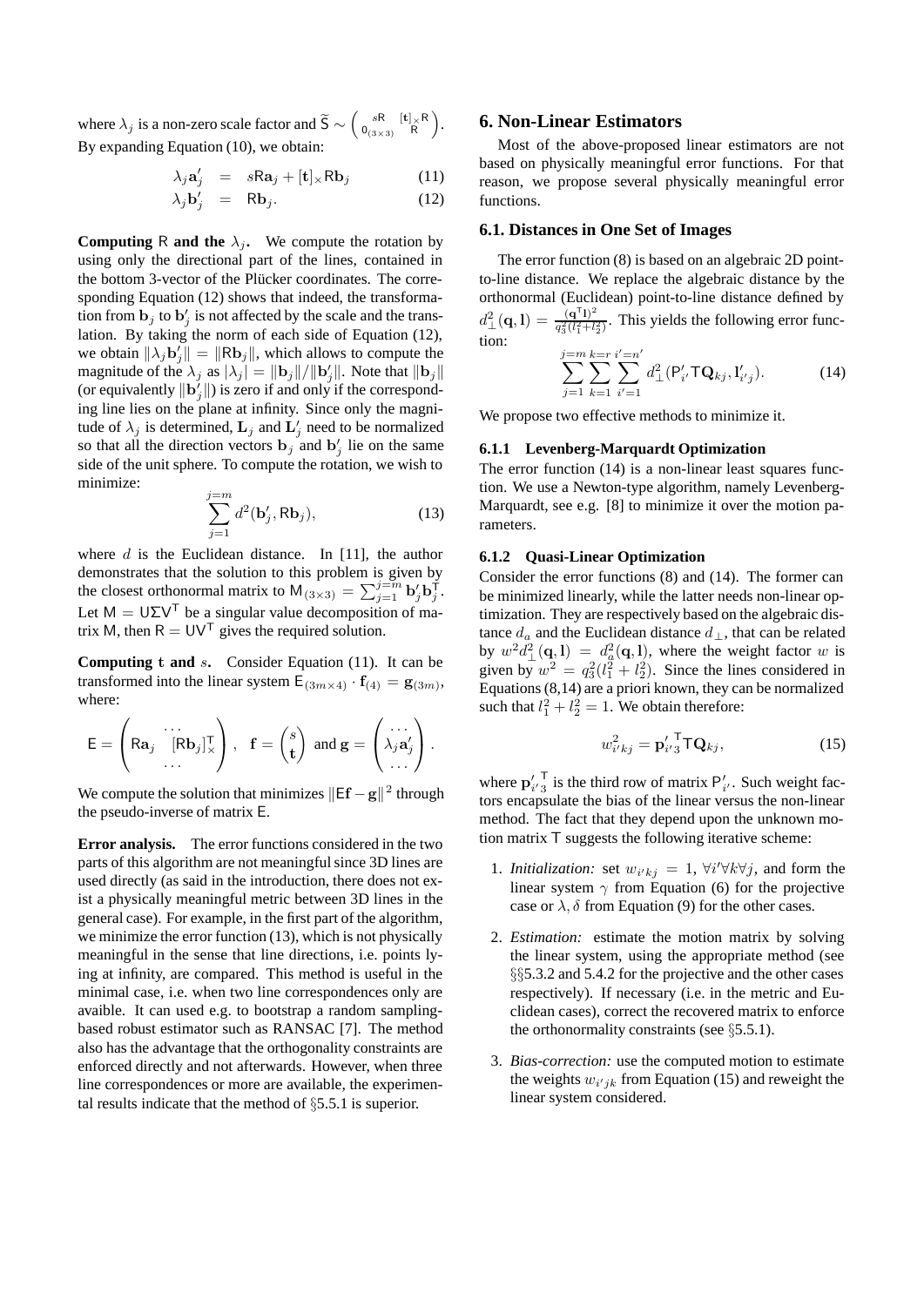where $\lambda_j$ is a non-zero scale factor and $\widetilde{\mathsf{S}} \sim \begin{pmatrix} s\mathsf{R} & [\mathbf{t}]_\times \mathsf{R} \\ 0_{(3\times3)} & \mathsf{R} \end{pmatrix}$. By expanding Equation (10), we obtain:

$$\lambda_j \mathbf{a}'_j = s\mathsf{R}\mathbf{a}_j + [\mathbf{t}]_\times \mathsf{R}\mathbf{b}_j \tag{11}$$

$$\lambda_j \mathbf{b}'_j = \mathsf{R}\mathbf{b}_j. \tag{12}$$

**Computing** $\mathsf{R}$ **and the** $\lambda_j$**.** We compute the rotation by using only the directional part of the lines, contained in the bottom 3-vector of the Plücker coordinates. The corresponding Equation (12) shows that indeed, the transformation from $\mathbf{b}_j$ to $\mathbf{b}'_j$ is not affected by the scale and the translation. By taking the norm of each side of Equation (12), we obtain $\|\lambda_j \mathbf{b}'_j\| = \|\mathsf{R}\mathbf{b}_j\|$, which allows to compute the magnitude of the $\lambda_j$ as $|\lambda_j| = \|\mathbf{b}_j\|/\|\mathbf{b}'_j\|$. Note that $\|\mathbf{b}_j\|$ (or equivalently $\|\mathbf{b}'_j\|$) is zero if and only if the corresponding line lies on the plane at infinity. Since only the magnitude of $\lambda_j$ is determined, $\mathbf{L}_j$ and $\mathbf{L}'_j$ need to be normalized so that all the direction vectors $\mathbf{b}_j$ and $\mathbf{b}'_j$ lie on the same side of the unit sphere. To compute the rotation, we wish to minimize:

$$\sum_{j=1}^{j=m} d^2(\mathbf{b}'_j, \mathsf{R}\mathbf{b}_j), \tag{13}$$

where $d$ is the Euclidean distance. In [11], the author demonstrates that the solution to this problem is given by the closest orthonormal matrix to $\mathsf{M}_{(3\times3)} = \sum_{j=1}^{j=m} \mathbf{b}'_j \mathbf{b}_j^\mathsf{T}$. Let $\mathsf{M} = \mathsf{U}\Sigma\mathsf{V}^\mathsf{T}$ be a singular value decomposition of matrix $\mathsf{M}$, then $\mathsf{R} = \mathsf{U}\mathsf{V}^\mathsf{T}$ gives the required solution.

**Computing** $\mathbf{t}$ **and** $s$**.** Consider Equation (11). It can be transformed into the linear system $\mathsf{E}_{(3m\times4)} \cdot \mathbf{f}_{(4)} = \mathbf{g}_{(3m)}$, where:

$$\mathsf{E} = \begin{pmatrix} & \cdots & \\ \mathsf{R}\mathbf{a}_j & [\mathsf{R}\mathbf{b}_j]_\times^\mathsf{T} \\ & \cdots & \end{pmatrix}, \quad \mathbf{f} = \begin{pmatrix} s \\ \mathbf{t} \end{pmatrix} \text{ and } \mathbf{g} = \begin{pmatrix} \cdots \\ \lambda_j \mathbf{a}'_j \\ \cdots \end{pmatrix}.$$

We compute the solution that minimizes $\|\mathsf{E}\mathbf{f} - \mathbf{g}\|^2$ through the pseudo-inverse of matrix $\mathsf{E}$.

**Error analysis.** The error functions considered in the two parts of this algorithm are not meaningful since 3D lines are used directly (as said in the introduction, there does not exist a physically meaningful metric between 3D lines in the general case). For example, in the first part of the algorithm, we minimize the error function (13), which is not physically meaningful in the sense that line directions, i.e. points lying at infinity, are compared. This method is useful in the minimal case, i.e. when two line correspondences only are avaible. It can used e.g. to bootstrap a random sampling-based robust estimator such as RANSAC [7]. The method also has the advantage that the orthogonality constraints are enforced directly and not afterwards. However, when three line correspondences or more are available, the experimental results indicate that the method of §5.5.1 is superior.

## 6. Non-Linear Estimators

Most of the above-proposed linear estimators are not based on physically meaningful error functions. For that reason, we propose several physically meaningful error functions.

### 6.1. Distances in One Set of Images

The error function (8) is based on an algebraic 2D point-to-line distance. We replace the algebraic distance by the orthonormal (Euclidean) point-to-line distance defined by $d_\perp^2(\mathbf{q}, \mathbf{l}) = \frac{(\mathbf{q}^\mathsf{T}\mathbf{l})^2}{q_3^2(l_1^2+l_2^2)}$. This yields the following error function:

$$\sum_{j=1}^{j=m} \sum_{k=1}^{k=r} \sum_{i'=1}^{i'=n'} d_\perp^2(\mathsf{P}'_{i'} \mathsf{T} \mathbf{Q}_{kj}, \mathbf{l}'_{i'j}). \tag{14}$$

We propose two effective methods to minimize it.

#### 6.1.1 Levenberg-Marquardt Optimization

The error function (14) is a non-linear least squares function. We use a Newton-type algorithm, namely Levenberg-Marquardt, see e.g. [8] to minimize it over the motion parameters.

#### 6.1.2 Quasi-Linear Optimization

Consider the error functions (8) and (14). The former can be minimized linearly, while the latter needs non-linear optimization. They are respectively based on the algebraic distance $d_a$ and the Euclidean distance $d_\perp$, that can be related by $w^2 d_\perp^2(\mathbf{q}, \mathbf{l}) = d_a^2(\mathbf{q}, \mathbf{l})$, where the weight factor $w$ is given by $w^2 = q_3^2(l_1^2 + l_2^2)$. Since the lines considered in Equations (8,14) are a priori known, they can be normalized such that $l_1^2 + l_2^2 = 1$. We obtain therefore:

$$w_{i'kj}^2 = \mathbf{p}'^{\mathsf{T}}_{i'3} \mathsf{T} \mathbf{Q}_{kj}, \tag{15}$$

where $\mathbf{p}'^{\mathsf{T}}_{i'3}$ is the third row of matrix $\mathsf{P}'_{i'}$. Such weight factors encapsulate the bias of the linear versus the non-linear method. The fact that they depend upon the unknown motion matrix $\mathsf{T}$ suggests the following iterative scheme:

1. *Initialization:* set $w_{i'kj} = 1$, $\forall i' \forall k \forall j$, and form the linear system $\gamma$ from Equation (6) for the projective case or $\lambda, \delta$ from Equation (9) for the other cases.
2. *Estimation:* estimate the motion matrix by solving the linear system, using the appropriate method (see §§5.3.2 and 5.4.2 for the projective and the other cases respectively). If necessary (i.e. in the metric and Euclidean cases), correct the recovered matrix to enforce the orthonormality constraints (see §5.5.1).
3. *Bias-correction:* use the computed motion to estimate the weights $w_{i'jk}$ from Equation (15) and reweight the linear system considered.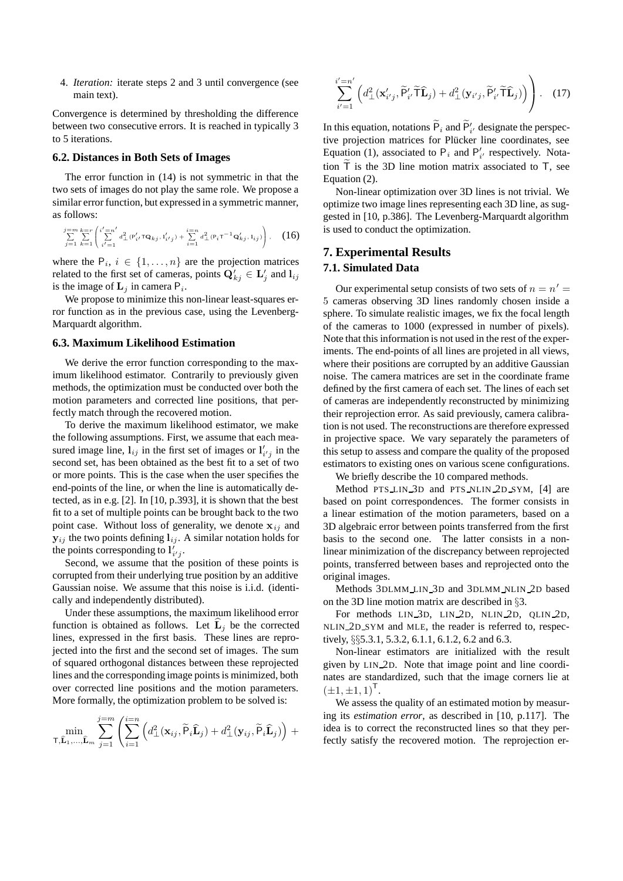4. *Iteration:* iterate steps 2 and 3 until convergence (see main text).

Convergence is determined by thresholding the difference between two consecutive errors. It is reached in typically 3 to 5 iterations.

### 6.2. Distances in Both Sets of Images

The error function in (14) is not symmetric in that the two sets of images do not play the same role. We propose a similar error function, but expressed in a symmetric manner, as follows:

$$\sum_{j=1}^{j=m} \sum_{k=1}^{k=r} \left( \sum_{i'=1}^{i'=n'} d_\perp^2(\mathsf{P}'_{i'} \mathsf{T} \mathbf{Q}_{kj}, \mathbf{l}'_{i'j}) + \sum_{i=1}^{i=n} d_\perp^2(\mathsf{P}_i \mathsf{T}^{-1} \mathbf{Q}'_{kj}, \mathbf{l}_{ij}) \right). \quad (16)$$

where the $\mathsf{P}_i$, $i \in \{1, \ldots, n\}$ are the projection matrices related to the first set of cameras, points $\mathbf{Q}'_{kj} \in \mathbf{L}'_j$ and $\mathbf{l}_{ij}$ is the image of $\mathbf{L}_j$ in camera $\mathsf{P}_i$.

We propose to minimize this non-linear least-squares error function as in the previous case, using the Levenberg-Marquardt algorithm.

### 6.3. Maximum Likelihood Estimation

We derive the error function corresponding to the maximum likelihood estimator. Contrarily to previously given methods, the optimization must be conducted over both the motion parameters and corrected line positions, that perfectly match through the recovered motion.

To derive the maximum likelihood estimator, we make the following assumptions. First, we assume that each measured image line, $\mathbf{l}_{ij}$ in the first set of images or $\mathbf{l}'_{i'j}$ in the second set, has been obtained as the best fit to a set of two or more points. This is the case when the user specifies the end-points of the line, or when the line is automatically detected, as in e.g. [2]. In [10, p.393], it is shown that the best fit to a set of multiple points can be brought back to the two point case. Without loss of generality, we denote $\mathbf{x}_{ij}$ and $\mathbf{y}_{ij}$ the two points defining $\mathbf{l}_{ij}$. A similar notation holds for the points corresponding to $\mathbf{l}'_{i'j}$.

Second, we assume that the position of these points is corrupted from their underlying true position by an additive Gaussian noise. We assume that this noise is i.i.d. (identically and independently distributed).

Under these assumptions, the maximum likelihood error function is obtained as follows. Let $\widehat{\mathbf{L}}_j$ be the corrected lines, expressed in the first basis. These lines are reprojected into the first and the second set of images. The sum of squared orthogonal distances between these reprojected lines and the corresponding image points is minimized, both over corrected line positions and the motion parameters. More formally, the optimization problem to be solved is:

$$\min_{\mathsf{T}, \widehat{\mathbf{L}}_1, \ldots, \widehat{\mathbf{L}}_m} \sum_{j=1}^{j=m} \left( \sum_{i=1}^{i=n} \left( d_\perp^2(\mathbf{x}_{ij}, \widetilde{\mathsf{P}}_i \widehat{\mathbf{L}}_j) + d_\perp^2(\mathbf{y}_{ij}, \widetilde{\mathsf{P}}_i \widehat{\mathbf{L}}_j) \right) + \sum_{i'=1}^{i'=n'} \left( d_\perp^2(\mathbf{x}'_{i'j}, \widetilde{\mathsf{P}}'_{i'} \widetilde{\mathsf{T}} \widehat{\mathbf{L}}_j) + d_\perp^2(\mathbf{y}_{i'j}, \widetilde{\mathsf{P}}'_{i'} \widetilde{\mathsf{T}} \widehat{\mathbf{L}}_j) \right) \right). \quad (17)$$

In this equation, notations $\widetilde{\mathsf{P}}_i$ and $\widetilde{\mathsf{P}}'_{i'}$ designate the perspective projection matrices for Plücker line coordinates, see Equation (1), associated to $\mathsf{P}_i$ and $\mathsf{P}'_{i'}$ respectively. Notation $\widetilde{\mathsf{T}}$ is the 3D line motion matrix associated to $\mathsf{T}$, see Equation (2).

Non-linear optimization over 3D lines is not trivial. We optimize two image lines representing each 3D line, as suggested in [10, p.386]. The Levenberg-Marquardt algorithm is used to conduct the optimization.

## 7. Experimental Results

### 7.1. Simulated Data

Our experimental setup consists of two sets of $n = n' = 5$ cameras observing 3D lines randomly chosen inside a sphere. To simulate realistic images, we fix the focal length of the cameras to 1000 (expressed in number of pixels). Note that this information is not used in the rest of the experiments. The end-points of all lines are projeted in all views, where their positions are corrupted by an additive Gaussian noise. The camera matrices are set in the coordinate frame defined by the first camera of each set. The lines of each set of cameras are independently reconstructed by minimizing their reprojection error. As said previously, camera calibration is not used. The reconstructions are therefore expressed in projective space. We vary separately the parameters of this setup to assess and compare the quality of the proposed estimators to existing ones on various scene configurations.

We briefly describe the 10 compared methods.

Method PTS_LIN_3D and PTS_NLIN_2D_SYM, [4] are based on point correspondences. The former consists in a linear estimation of the motion parameters, based on a 3D algebraic error between points transferred from the first basis to the second one. The latter consists in a non-linear minimization of the discrepancy between reprojected points, transferred between bases and reprojected onto the original images.

Methods 3DLMM_LIN_3D and 3DLMM_NLIN_2D based on the 3D line motion matrix are described in §3.

For methods LIN_3D, LIN_2D, NLIN_2D, QLIN_2D, NLIN_2D_SYM and MLE, the reader is referred to, respectively, §§5.3.1, 5.3.2, 6.1.1, 6.1.2, 6.2 and 6.3.

Non-linear estimators are initialized with the result given by LIN_2D. Note that image point and line coordinates are standardized, such that the image corners lie at $(\pm 1, \pm 1, 1)^\mathsf{T}$.

We assess the quality of an estimated motion by measuring its *estimation error*, as described in [10, p.117]. The idea is to correct the reconstructed lines so that they perfectly satisfy the recovered motion. The reprojection er-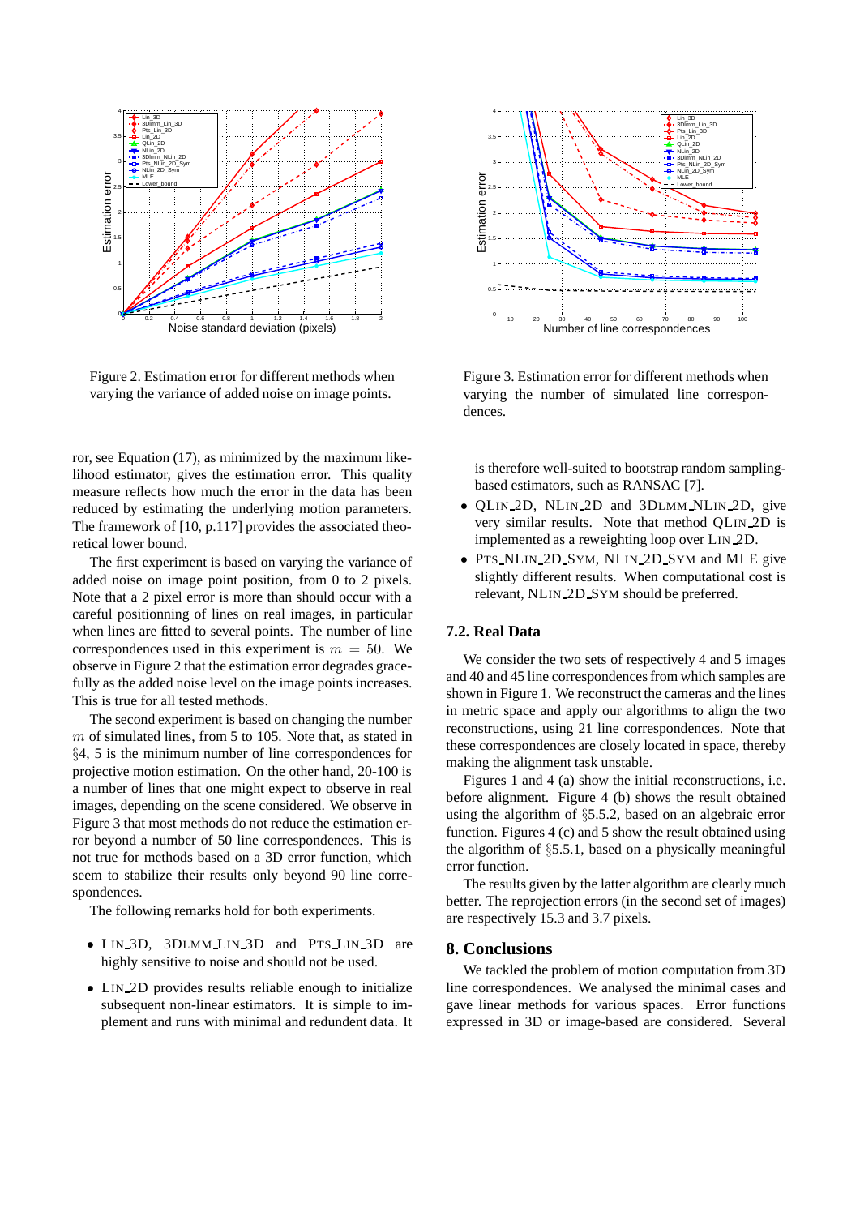Figure 2. Estimation error for different methods when varying the variance of added noise on image points.

Figure 3. Estimation error for different methods when varying the number of simulated line correspondences.

ror, see Equation (17), as minimized by the maximum likelihood estimator, gives the estimation error. This quality measure reflects how much the error in the data has been reduced by estimating the underlying motion parameters. The framework of [10, p.117] provides the associated theoretical lower bound.

The first experiment is based on varying the variance of added noise on image point position, from 0 to 2 pixels. Note that a 2 pixel error is more than should occur with a careful positionning of lines on real images, in particular when lines are fitted to several points. The number of line correspondences used in this experiment is $m = 50$. We observe in Figure 2 that the estimation error degrades gracefully as the added noise level on the image points increases. This is true for all tested methods.

The second experiment is based on changing the number $m$ of simulated lines, from 5 to 105. Note that, as stated in §4, 5 is the minimum number of line correspondences for projective motion estimation. On the other hand, 20-100 is a number of lines that one might expect to observe in real images, depending on the scene considered. We observe in Figure 3 that most methods do not reduce the estimation error beyond a number of 50 line correspondences. This is not true for methods based on a 3D error function, which seem to stabilize their results only beyond 90 line correspondences.

The following remarks hold for both experiments.

- LIN_3D, 3DLMM_LIN_3D and PTS_LIN_3D are highly sensitive to noise and should not be used.
- LIN_2D provides results reliable enough to initialize subsequent non-linear estimators. It is simple to implement and runs with minimal and redundent data. It is therefore well-suited to bootstrap random sampling-based estimators, such as RANSAC [7].
- QLIN_2D, NLIN_2D and 3DLMM_NLIN_2D, give very similar results. Note that method QLIN_2D is implemented as a reweighting loop over LIN_2D.
- PTS_NLIN_2D_SYM, NLIN_2D_SYM and MLE give slightly different results. When computational cost is relevant, NLIN_2D_SYM should be preferred.

### 7.2. Real Data

We consider the two sets of respectively 4 and 5 images and 40 and 45 line correspondences from which samples are shown in Figure 1. We reconstruct the cameras and the lines in metric space and apply our algorithms to align the two reconstructions, using 21 line correspondences. Note that these correspondences are closely located in space, thereby making the alignment task unstable.

Figures 1 and 4 (a) show the initial reconstructions, i.e. before alignment. Figure 4 (b) shows the result obtained using the algorithm of §5.5.2, based on an algebraic error function. Figures 4 (c) and 5 show the result obtained using the algorithm of §5.5.1, based on a physically meaningful error function.

The results given by the latter algorithm are clearly much better. The reprojection errors (in the second set of images) are respectively 15.3 and 3.7 pixels.

## 8. Conclusions

We tackled the problem of motion computation from 3D line correspondences. We analysed the minimal cases and gave linear methods for various spaces. Error functions expressed in 3D or image-based are considered. Several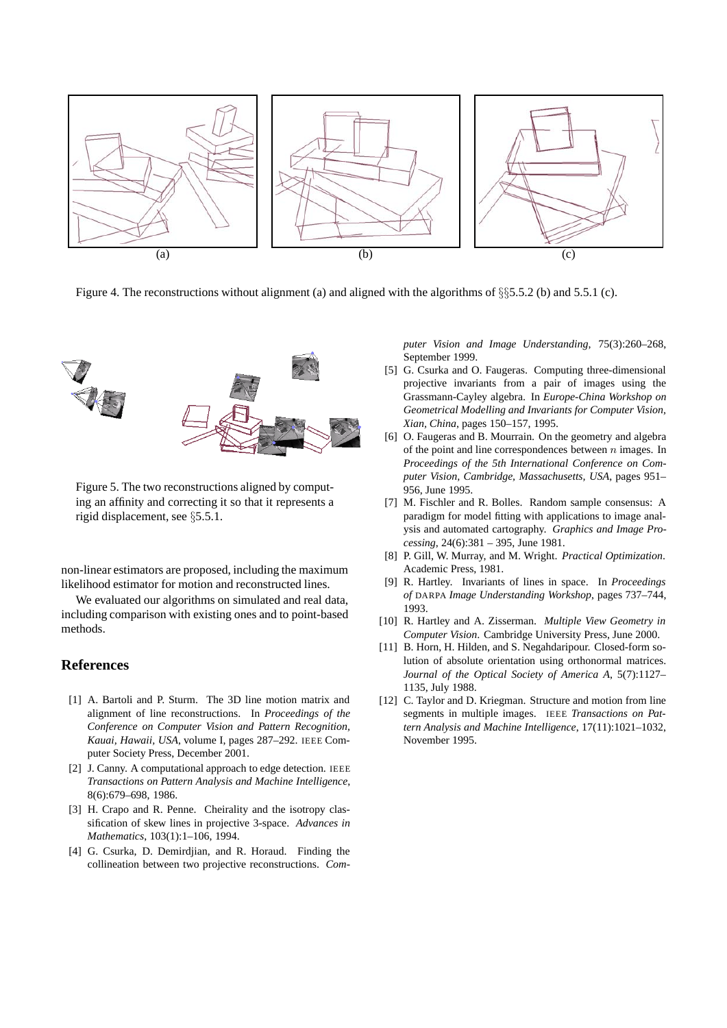(a) (b) (c)

Figure 4. The reconstructions without alignment (a) and aligned with the algorithms of §§5.5.2 (b) and 5.5.1 (c).

Figure 5. The two reconstructions aligned by computing an affinity and correcting it so that it represents a rigid displacement, see §5.5.1.

non-linear estimators are proposed, including the maximum likelihood estimator for motion and reconstructed lines.

We evaluated our algorithms on simulated and real data, including comparison with existing ones and to point-based methods.

## References

[1] A. Bartoli and P. Sturm. The 3D line motion matrix and alignment of line reconstructions. In *Proceedings of the Conference on Computer Vision and Pattern Recognition, Kauai, Hawaii, USA*, volume I, pages 287–292. IEEE Computer Society Press, December 2001.

[2] J. Canny. A computational approach to edge detection. IEEE *Transactions on Pattern Analysis and Machine Intelligence*, 8(6):679–698, 1986.

[3] H. Crapo and R. Penne. Cheirality and the isotropy classification of skew lines in projective 3-space. *Advances in Mathematics*, 103(1):1–106, 1994.

[4] G. Csurka, D. Demirdjian, and R. Horaud. Finding the collineation between two projective reconstructions. *Computer Vision and Image Understanding*, 75(3):260–268, September 1999.

[5] G. Csurka and O. Faugeras. Computing three-dimensional projective invariants from a pair of images using the Grassmann-Cayley algebra. In *Europe-China Workshop on Geometrical Modelling and Invariants for Computer Vision, Xian, China*, pages 150–157, 1995.

[6] O. Faugeras and B. Mourrain. On the geometry and algebra of the point and line correspondences between $n$ images. In *Proceedings of the 5th International Conference on Computer Vision, Cambridge, Massachusetts, USA*, pages 951–956, June 1995.

[7] M. Fischler and R. Bolles. Random sample consensus: A paradigm for model fitting with applications to image analysis and automated cartography. *Graphics and Image Processing*, 24(6):381 – 395, June 1981.

[8] P. Gill, W. Murray, and M. Wright. *Practical Optimization*. Academic Press, 1981.

[9] R. Hartley. Invariants of lines in space. In *Proceedings of* DARPA *Image Understanding Workshop*, pages 737–744, 1993.

[10] R. Hartley and A. Zisserman. *Multiple View Geometry in Computer Vision*. Cambridge University Press, June 2000.

[11] B. Horn, H. Hilden, and S. Negahdaripour. Closed-form solution of absolute orientation using orthonormal matrices. *Journal of the Optical Society of America A*, 5(7):1127–1135, July 1988.

[12] C. Taylor and D. Kriegman. Structure and motion from line segments in multiple images. IEEE *Transactions on Pattern Analysis and Machine Intelligence*, 17(11):1021–1032, November 1995.